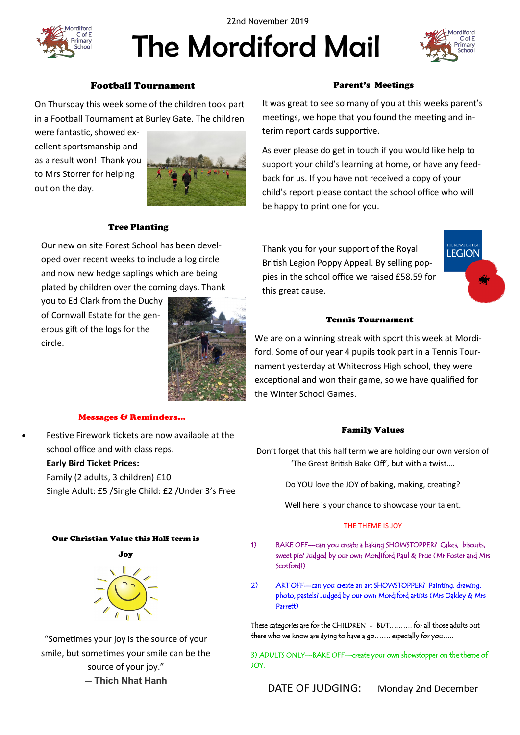22nd November 2019

# The Mordiford Mail

### Football Tournament

On Thursday this week some of the children took part in a Football Tournament at Burley Gate. The children were fantastic, showed excellent sportsmanship and as a result won! Thank you to Mrs Storrer for helping out on the day.

### Tree Planting

Our new on site Forest School has been developed over recent weeks to include a log circle and now new hedge saplings which are being plated by children over the coming days. Thank you to Ed Clark from the Duchy of Cornwall Estate for the generous gift of the logs for the circle.

### Parent's Meetings

It was great to see so many of you at this weeks parent's meetings, we hope that you found the meeting and interim report cards supportive.

As ever please do get in touch if you would like help to support your child's learning at home, or have any feedback for us. If you have not received a copy of your child's report please contact the school office who will be happy to print one for you.

Thank you for your support of the Royal British Legion Poppy Appeal. By selling poppies in the school office we raised £58.59 for this great cause.

### Tennis Tournament

We are on a winning streak with sport this week at Mordiford. Some of our year 4 pupils took part in a Tennis Tournament yesterday at Whitecross High school, they were exceptional and won their game, so we have qualified for the Winter School Games.

### Messages & Reminders…

- Festive Firework tickets are now available at the school office and with class reps.
  **Early Bird Ticket Prices:**
  Family (2 adults, 3 children) £10
  Single Adult: £5 /Single Child: £2 /Under 3's Free

### Our Christian Value this Half term is

**Joy**

"Sometimes your joy is the source of your smile, but sometimes your smile can be the source of your joy."
— **Thich Nhat Hanh**

### Family Values

Don't forget that this half term we are holding our own version of 'The Great British Bake Off', but with a twist….

Do YOU love the JOY of baking, making, creating?

Well here is your chance to showcase your talent.

THE THEME IS JOY

1) BAKE OFF—can you create a baking SHOWSTOPPER? Cakes, biscuits, sweet pie? Judged by our own Mordiford Paul & Prue (Mr Foster and Mrs Scotford!)

2) ART OFF—can you create an art SHOWSTOPPER? Painting, drawing, photo, pastels? Judged by our own Mordiford artists (Mrs Oakley & Mrs Parrett)

These categories are for the CHILDREN - BUT………. for all those adults out there who we know are dying to have a go……. especially for you…..

3) ADULTS ONLY—BAKE OFF—create your own showstopper on the theme of JOY.

DATE OF JUDGING: Monday 2nd December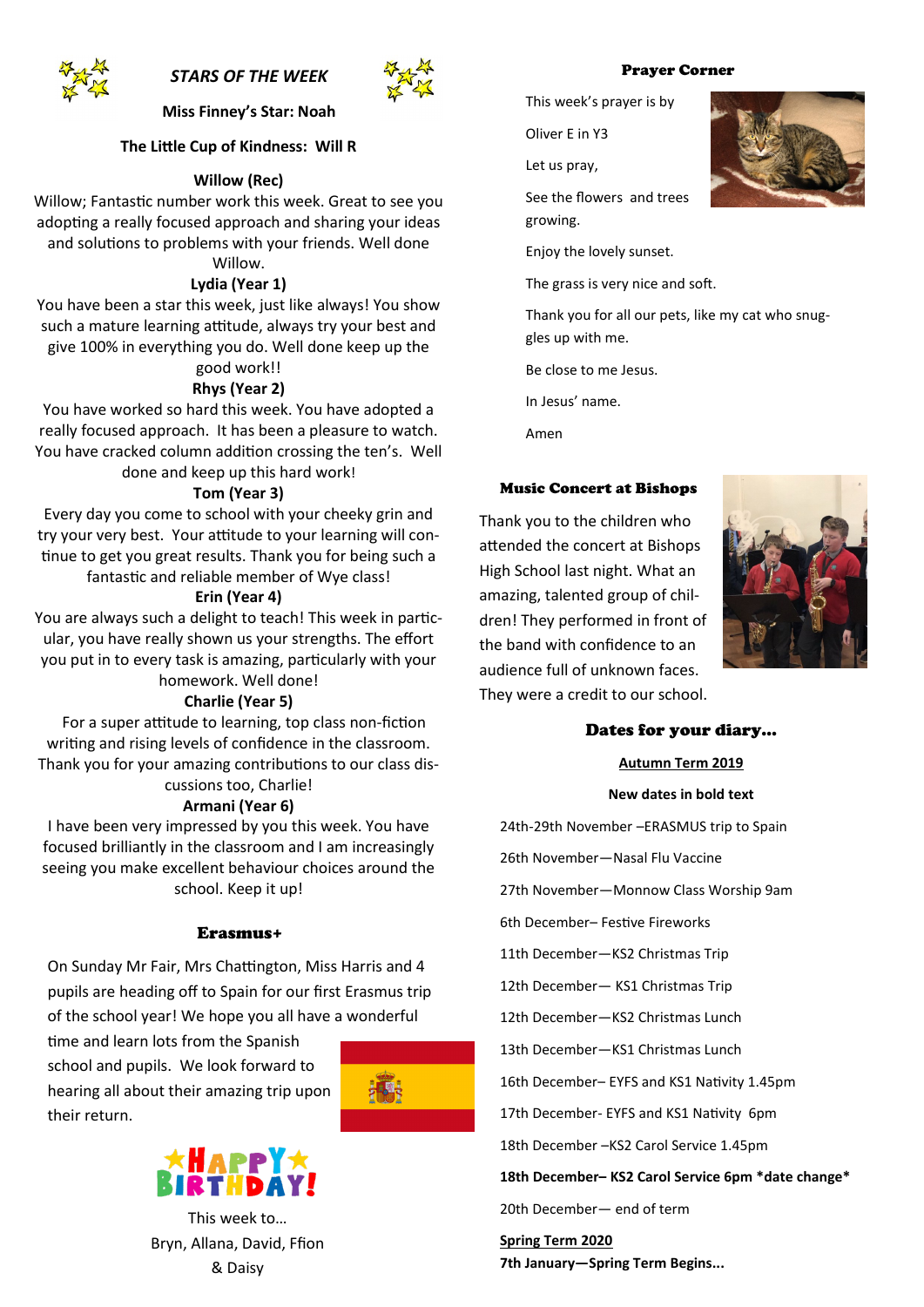## *STARS OF THE WEEK*

**Miss Finney's Star: Noah**

**The Little Cup of Kindness: Will R**

**Willow (Rec)**

Willow; Fantastic number work this week. Great to see you adopting a really focused approach and sharing your ideas and solutions to problems with your friends. Well done Willow.

**Lydia (Year 1)**

You have been a star this week, just like always! You show such a mature learning attitude, always try your best and give 100% in everything you do. Well done keep up the good work!!

**Rhys (Year 2)**

You have worked so hard this week. You have adopted a really focused approach. It has been a pleasure to watch. You have cracked column addition crossing the ten's. Well done and keep up this hard work!

**Tom (Year 3)**

Every day you come to school with your cheeky grin and try your very best. Your attitude to your learning will continue to get you great results. Thank you for being such a fantastic and reliable member of Wye class!

**Erin (Year 4)**

You are always such a delight to teach! This week in particular, you have really shown us your strengths. The effort you put in to every task is amazing, particularly with your homework. Well done!

**Charlie (Year 5)**

For a super attitude to learning, top class non-fiction writing and rising levels of confidence in the classroom. Thank you for your amazing contributions to our class discussions too, Charlie!

**Armani (Year 6)**

I have been very impressed by you this week. You have focused brilliantly in the classroom and I am increasingly seeing you make excellent behaviour choices around the school. Keep it up!

## Erasmus+

On Sunday Mr Fair, Mrs Chattington, Miss Harris and 4 pupils are heading off to Spain for our first Erasmus trip of the school year! We hope you all have a wonderful time and learn lots from the Spanish school and pupils. We look forward to hearing all about their amazing trip upon their return.

**HAPPY BIRTHDAY!**

This week to…
Bryn, Allana, David, Ffion & Daisy

## Prayer Corner

This week's prayer is by

Oliver E in Y3

Let us pray,

See the flowers and trees growing.

Enjoy the lovely sunset.

The grass is very nice and soft.

Thank you for all our pets, like my cat who snuggles up with me.

Be close to me Jesus.

In Jesus' name.

Amen

## Music Concert at Bishops

Thank you to the children who attended the concert at Bishops High School last night. What an amazing, talented group of children! They performed in front of the band with confidence to an audience full of unknown faces. They were a credit to our school.

## Dates for your diary…

**Autumn Term 2019**

**New dates in bold text**

24th-29th November –ERASMUS trip to Spain

26th November—Nasal Flu Vaccine

27th November—Monnow Class Worship 9am

6th December– Festive Fireworks

11th December—KS2 Christmas Trip

12th December— KS1 Christmas Trip

12th December—KS2 Christmas Lunch

13th December—KS1 Christmas Lunch

16th December– EYFS and KS1 Nativity 1.45pm

17th December- EYFS and KS1 Nativity 6pm

18th December –KS2 Carol Service 1.45pm

**18th December– KS2 Carol Service 6pm *date change***

20th December— end of term

**Spring Term 2020**

**7th January—Spring Term Begins...**